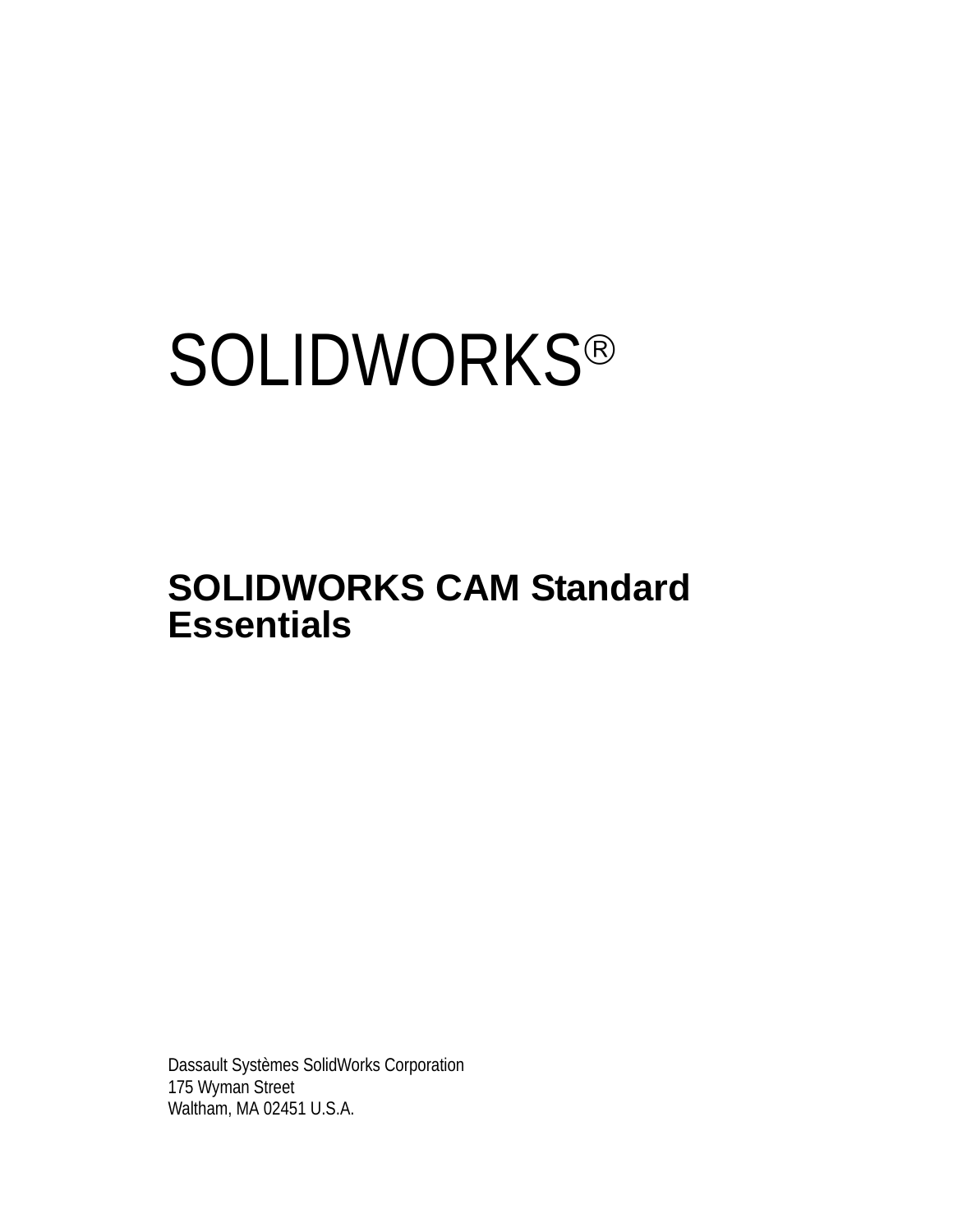# SOLIDWORKS®

## SOLIDWORKS CAM Standard Essentials

Dassault Systèmes SolidWorks Corporation
175 Wyman Street
Waltham, MA 02451 U.S.A.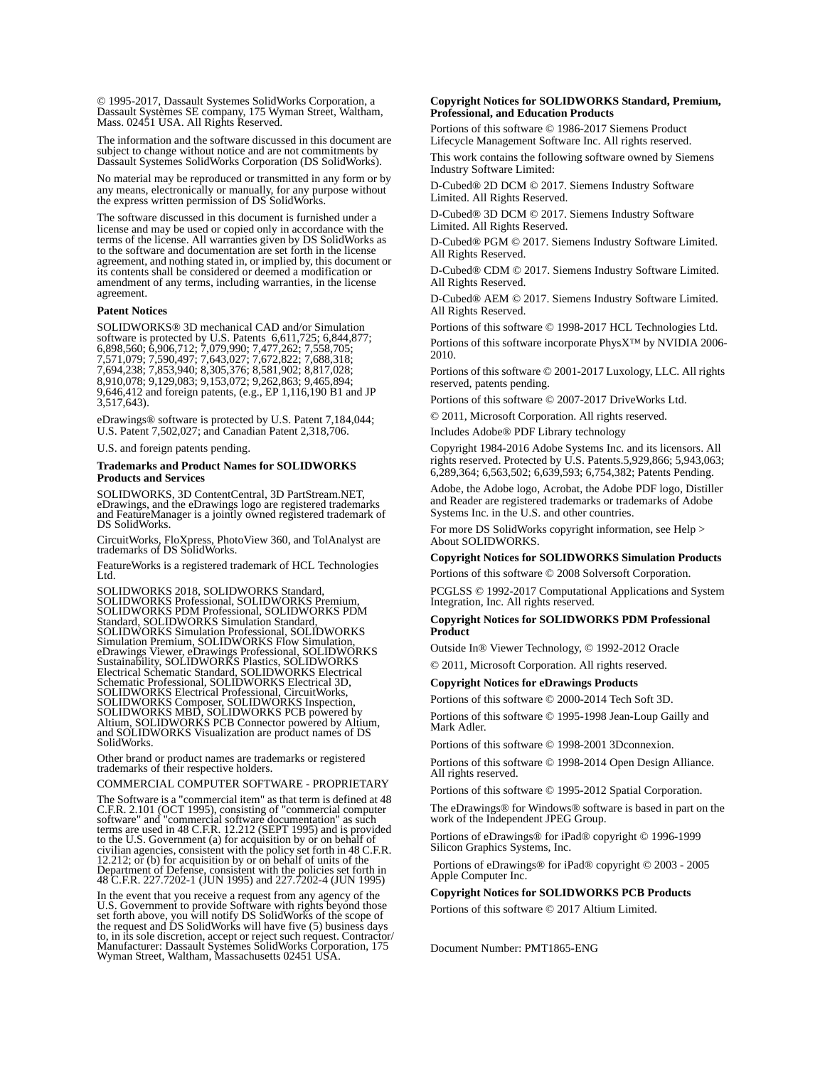© 1995-2017, Dassault Systemes SolidWorks Corporation, a Dassault Systèmes SE company, 175 Wyman Street, Waltham, Mass. 02451 USA. All Rights Reserved.

The information and the software discussed in this document are subject to change without notice and are not commitments by Dassault Systemes SolidWorks Corporation (DS SolidWorks).

No material may be reproduced or transmitted in any form or by any means, electronically or manually, for any purpose without the express written permission of DS SolidWorks.

The software discussed in this document is furnished under a license and may be used or copied only in accordance with the terms of the license. All warranties given by DS SolidWorks as to the software and documentation are set forth in the license agreement, and nothing stated in, or implied by, this document or its contents shall be considered or deemed a modification or amendment of any terms, including warranties, in the license agreement.

**Patent Notices**

SOLIDWORKS® 3D mechanical CAD and/or Simulation software is protected by U.S. Patents 6,611,725; 6,844,877; 6,898,560; 6,906,712; 7,079,990; 7,477,262; 7,558,705; 7,571,079; 7,590,497; 7,643,027; 7,672,822; 7,688,318; 7,694,238; 7,853,940; 8,305,376; 8,581,902; 8,817,028; 8,910,078; 9,129,083; 9,153,072; 9,262,863; 9,465,894; 9,646,412 and foreign patents, (e.g., EP 1,116,190 B1 and JP 3,517,643).

eDrawings® software is protected by U.S. Patent 7,184,044; U.S. Patent 7,502,027; and Canadian Patent 2,318,706.

U.S. and foreign patents pending.

**Trademarks and Product Names for SOLIDWORKS Products and Services**

SOLIDWORKS, 3D ContentCentral, 3D PartStream.NET, eDrawings, and the eDrawings logo are registered trademarks and FeatureManager is a jointly owned registered trademark of DS SolidWorks.

CircuitWorks, FloXpress, PhotoView 360, and TolAnalyst are trademarks of DS SolidWorks.

FeatureWorks is a registered trademark of HCL Technologies Ltd.

SOLIDWORKS 2018, SOLIDWORKS Standard, SOLIDWORKS Premium, SOLIDWORKS Professional, SOLIDWORKS PDM Professional, SOLIDWORKS PDM Standard, SOLIDWORKS Simulation Standard, SOLIDWORKS Simulation Professional, SOLIDWORKS Simulation Premium, SOLIDWORKS Flow Simulation, eDrawings Viewer, eDrawings Professional, SOLIDWORKS Sustainability, SOLIDWORKS Plastics, SOLIDWORKS Electrical Schematic Standard, SOLIDWORKS Electrical Schematic Professional, SOLIDWORKS Electrical 3D, SOLIDWORKS Electrical Professional, CircuitWorks, SOLIDWORKS Composer, SOLIDWORKS Inspection, SOLIDWORKS MBD, SOLIDWORKS PCB powered by Altium, SOLIDWORKS PCB Connector powered by Altium, and SOLIDWORKS Visualization are product names of DS SolidWorks.

Other brand or product names are trademarks or registered trademarks of their respective holders.

COMMERCIAL COMPUTER SOFTWARE - PROPRIETARY

The Software is a "commercial item" as that term is defined at 48 C.F.R. 2.101 (OCT 1995), consisting of "commercial computer software" and "commercial software documentation" as such terms are used in 48 C.F.R. 12.212 (SEPT 1995) and is provided to the U.S. Government (a) for acquisition by or on behalf of civilian agencies, consistent with the policy set forth in 48 C.F.R. 12.212; or (b) for acquisition by or on behalf of units of the Department of Defense, consistent with the policies set forth in 48 C.F.R. 227.7202-1 (JUN 1995) and 227.7202-4 (JUN 1995)

In the event that you receive a request from any agency of the U.S. Government to provide Software with rights beyond those set forth above, you will notify DS SolidWorks of the scope of the request and DS SolidWorks will have five (5) business days to, in its sole discretion, accept or reject such request. Contractor/Manufacturer: Dassault Systemes SolidWorks Corporation, 175 Wyman Street, Waltham, Massachusetts 02451 USA.

**Copyright Notices for SOLIDWORKS Standard, Premium, Professional, and Education Products**

Portions of this software © 1986-2017 Siemens Product Lifecycle Management Software Inc. All rights reserved.

This work contains the following software owned by Siemens Industry Software Limited:

D-Cubed® 2D DCM © 2017. Siemens Industry Software Limited. All Rights Reserved.

D-Cubed® 3D DCM © 2017. Siemens Industry Software Limited. All Rights Reserved.

D-Cubed® PGM © 2017. Siemens Industry Software Limited. All Rights Reserved.

D-Cubed® CDM © 2017. Siemens Industry Software Limited. All Rights Reserved.

D-Cubed® AEM © 2017. Siemens Industry Software Limited. All Rights Reserved.

Portions of this software © 1998-2017 HCL Technologies Ltd.

Portions of this software incorporate PhysX™ by NVIDIA 2006-2010.

Portions of this software © 2001-2017 Luxology, LLC. All rights reserved, patents pending.

Portions of this software © 2007-2017 DriveWorks Ltd.

© 2011, Microsoft Corporation. All rights reserved.

Includes Adobe® PDF Library technology

Copyright 1984-2016 Adobe Systems Inc. and its licensors. All rights reserved. Protected by U.S. Patents.5,929,866; 5,943,063; 6,289,364; 6,563,502; 6,639,593; 6,754,382; Patents Pending.

Adobe, the Adobe logo, Acrobat, the Adobe PDF logo, Distiller and Reader are registered trademarks or trademarks of Adobe Systems Inc. in the U.S. and other countries.

For more DS SolidWorks copyright information, see Help > About SOLIDWORKS.

**Copyright Notices for SOLIDWORKS Simulation Products**

Portions of this software © 2008 Solversoft Corporation.

PCGLSS © 1992-2017 Computational Applications and System Integration, Inc. All rights reserved.

**Copyright Notices for SOLIDWORKS PDM Professional Product**

Outside In® Viewer Technology, © 1992-2012 Oracle

© 2011, Microsoft Corporation. All rights reserved.

**Copyright Notices for eDrawings Products**

Portions of this software © 2000-2014 Tech Soft 3D.

Portions of this software © 1995-1998 Jean-Loup Gailly and Mark Adler.

Portions of this software © 1998-2001 3Dconnexion.

Portions of this software © 1998-2014 Open Design Alliance. All rights reserved.

Portions of this software © 1995-2012 Spatial Corporation.

The eDrawings® for Windows® software is based in part on the work of the Independent JPEG Group.

Portions of eDrawings® for iPad® copyright © 1996-1999 Silicon Graphics Systems, Inc.

Portions of eDrawings® for iPad® copyright © 2003 - 2005 Apple Computer Inc.

**Copyright Notices for SOLIDWORKS PCB Products**

Portions of this software © 2017 Altium Limited.

Document Number: PMT1865-ENG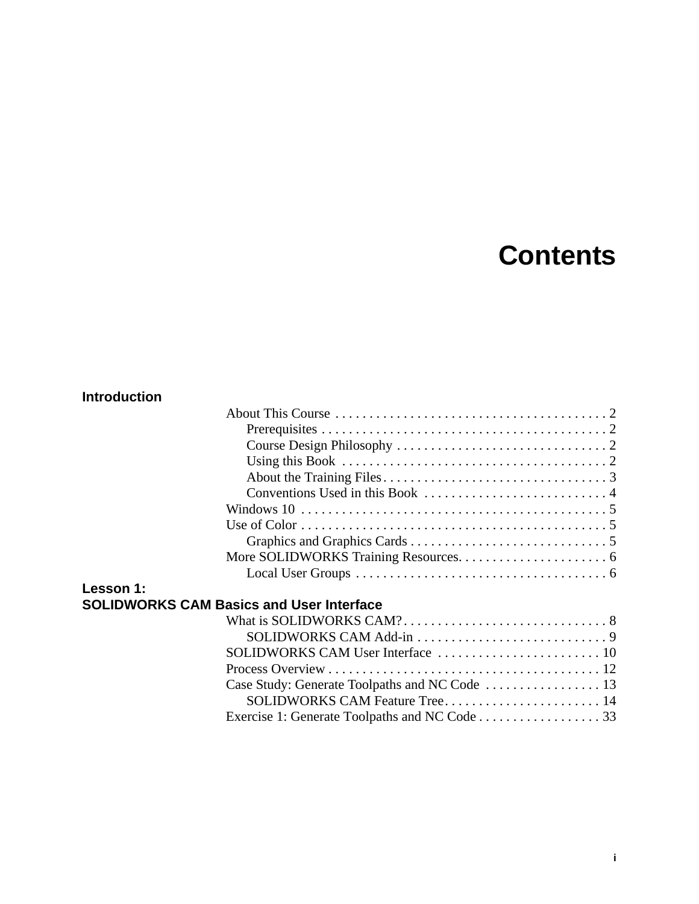# Contents

**Introduction**

- About This Course . . . . . . . . . . . . . . . . . . . . . . . . . . . . . . . . . . . . . . . . 2
  - Prerequisites . . . . . . . . . . . . . . . . . . . . . . . . . . . . . . . . . . . . . . . . . . 2
  - Course Design Philosophy . . . . . . . . . . . . . . . . . . . . . . . . . . . . . . . 2
  - Using this Book . . . . . . . . . . . . . . . . . . . . . . . . . . . . . . . . . . . . . . . 2
  - About the Training Files . . . . . . . . . . . . . . . . . . . . . . . . . . . . . . . . . 3
  - Conventions Used in this Book . . . . . . . . . . . . . . . . . . . . . . . . . . . 4
- Windows 10 . . . . . . . . . . . . . . . . . . . . . . . . . . . . . . . . . . . . . . . . . . . . . 5
- Use of Color . . . . . . . . . . . . . . . . . . . . . . . . . . . . . . . . . . . . . . . . . . . . . 5
  - Graphics and Graphics Cards . . . . . . . . . . . . . . . . . . . . . . . . . . . . . 5
- More SOLIDWORKS Training Resources. . . . . . . . . . . . . . . . . . . . . . 6
  - Local User Groups . . . . . . . . . . . . . . . . . . . . . . . . . . . . . . . . . . . . . 6

**Lesson 1:**
**SOLIDWORKS CAM Basics and User Interface**

- What is SOLIDWORKS CAM? . . . . . . . . . . . . . . . . . . . . . . . . . . . . . . 8
  - SOLIDWORKS CAM Add-in . . . . . . . . . . . . . . . . . . . . . . . . . . . . . 9
- SOLIDWORKS CAM User Interface . . . . . . . . . . . . . . . . . . . . . . . . 10
- Process Overview . . . . . . . . . . . . . . . . . . . . . . . . . . . . . . . . . . . . . . . . 12
- Case Study: Generate Toolpaths and NC Code . . . . . . . . . . . . . . . . . 13
  - SOLIDWORKS CAM Feature Tree. . . . . . . . . . . . . . . . . . . . . . . 14
- Exercise 1: Generate Toolpaths and NC Code . . . . . . . . . . . . . . . . . . 33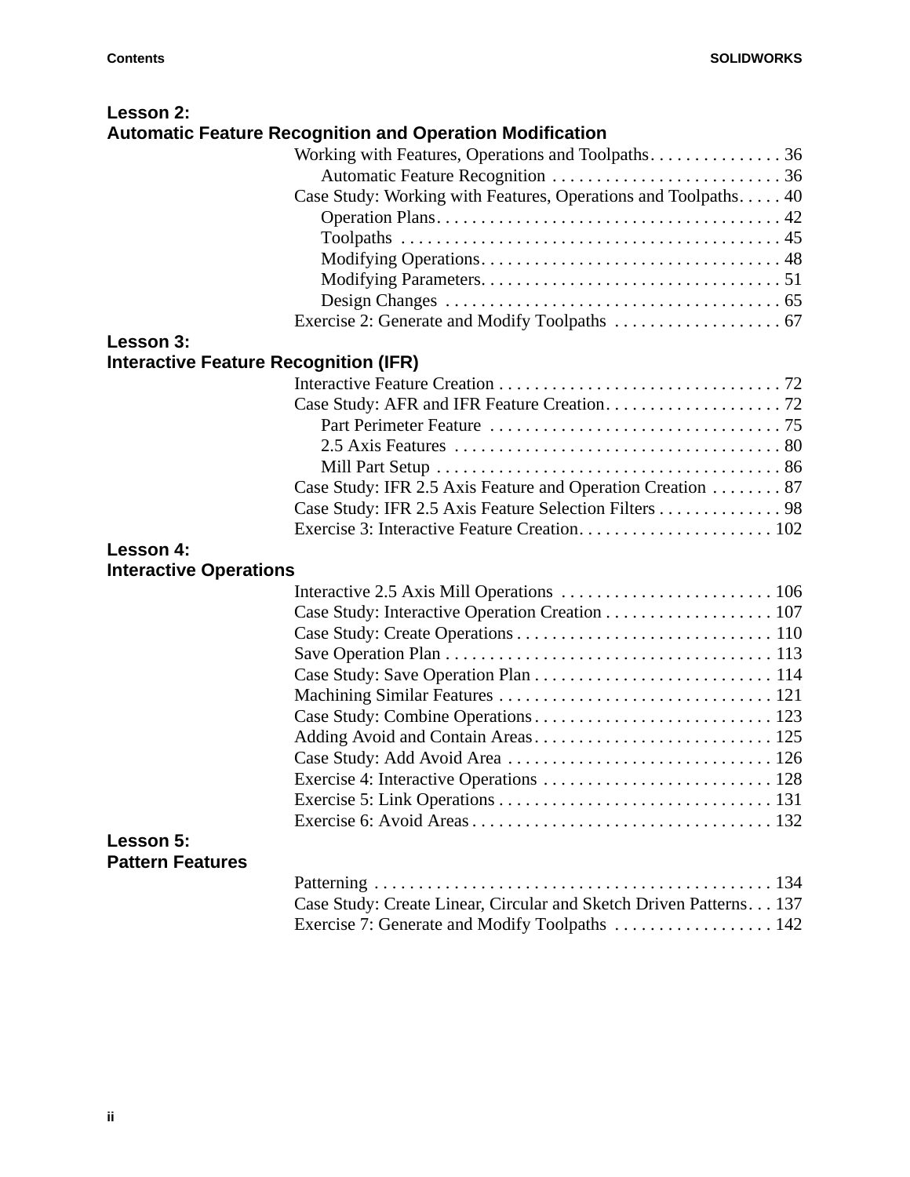## Lesson 2: Automatic Feature Recognition and Operation Modification

- Working with Features, Operations and Toolpaths . . . . . . . . . . . . . . . 36
  - Automatic Feature Recognition . . . . . . . . . . . . . . . . . . . . . . . . . . 36
- Case Study: Working with Features, Operations and Toolpaths . . . . . 40
  - Operation Plans . . . . . . . . . . . . . . . . . . . . . . . . . . . . . . . . . . . . . . 42
  - Toolpaths . . . . . . . . . . . . . . . . . . . . . . . . . . . . . . . . . . . . . . . . . . 45
  - Modifying Operations . . . . . . . . . . . . . . . . . . . . . . . . . . . . . . . . . 48
  - Modifying Parameters . . . . . . . . . . . . . . . . . . . . . . . . . . . . . . . . . 51
  - Design Changes . . . . . . . . . . . . . . . . . . . . . . . . . . . . . . . . . . . . . 65
- Exercise 2: Generate and Modify Toolpaths . . . . . . . . . . . . . . . . . . . 67

## Lesson 3: Interactive Feature Recognition (IFR)

- Interactive Feature Creation . . . . . . . . . . . . . . . . . . . . . . . . . . . . . . . 72
- Case Study: AFR and IFR Feature Creation . . . . . . . . . . . . . . . . . . . . 72
  - Part Perimeter Feature . . . . . . . . . . . . . . . . . . . . . . . . . . . . . . . . 75
  - 2.5 Axis Features . . . . . . . . . . . . . . . . . . . . . . . . . . . . . . . . . . . . 80
  - Mill Part Setup . . . . . . . . . . . . . . . . . . . . . . . . . . . . . . . . . . . . . . 86
- Case Study: IFR 2.5 Axis Feature and Operation Creation . . . . . . . . 87
- Case Study: IFR 2.5 Axis Feature Selection Filters . . . . . . . . . . . . . . 98
- Exercise 3: Interactive Feature Creation . . . . . . . . . . . . . . . . . . . . . . 102

## Lesson 4: Interactive Operations

- Interactive 2.5 Axis Mill Operations . . . . . . . . . . . . . . . . . . . . . . . . 106
- Case Study: Interactive Operation Creation . . . . . . . . . . . . . . . . . . . 107
- Case Study: Create Operations . . . . . . . . . . . . . . . . . . . . . . . . . . . . . 110
- Save Operation Plan . . . . . . . . . . . . . . . . . . . . . . . . . . . . . . . . . . . . . 113
- Case Study: Save Operation Plan . . . . . . . . . . . . . . . . . . . . . . . . . . . 114
- Machining Similar Features . . . . . . . . . . . . . . . . . . . . . . . . . . . . . . . 121
- Case Study: Combine Operations . . . . . . . . . . . . . . . . . . . . . . . . . . . 123
- Adding Avoid and Contain Areas . . . . . . . . . . . . . . . . . . . . . . . . . . . 125
- Case Study: Add Avoid Area . . . . . . . . . . . . . . . . . . . . . . . . . . . . . . 126
- Exercise 4: Interactive Operations . . . . . . . . . . . . . . . . . . . . . . . . . . 128
- Exercise 5: Link Operations . . . . . . . . . . . . . . . . . . . . . . . . . . . . . . . 131
- Exercise 6: Avoid Areas . . . . . . . . . . . . . . . . . . . . . . . . . . . . . . . . . . 132

## Lesson 5: Pattern Features

- Patterning . . . . . . . . . . . . . . . . . . . . . . . . . . . . . . . . . . . . . . . . . . . . 134
- Case Study: Create Linear, Circular and Sketch Driven Patterns . . . 137
- Exercise 7: Generate and Modify Toolpaths . . . . . . . . . . . . . . . . . . 142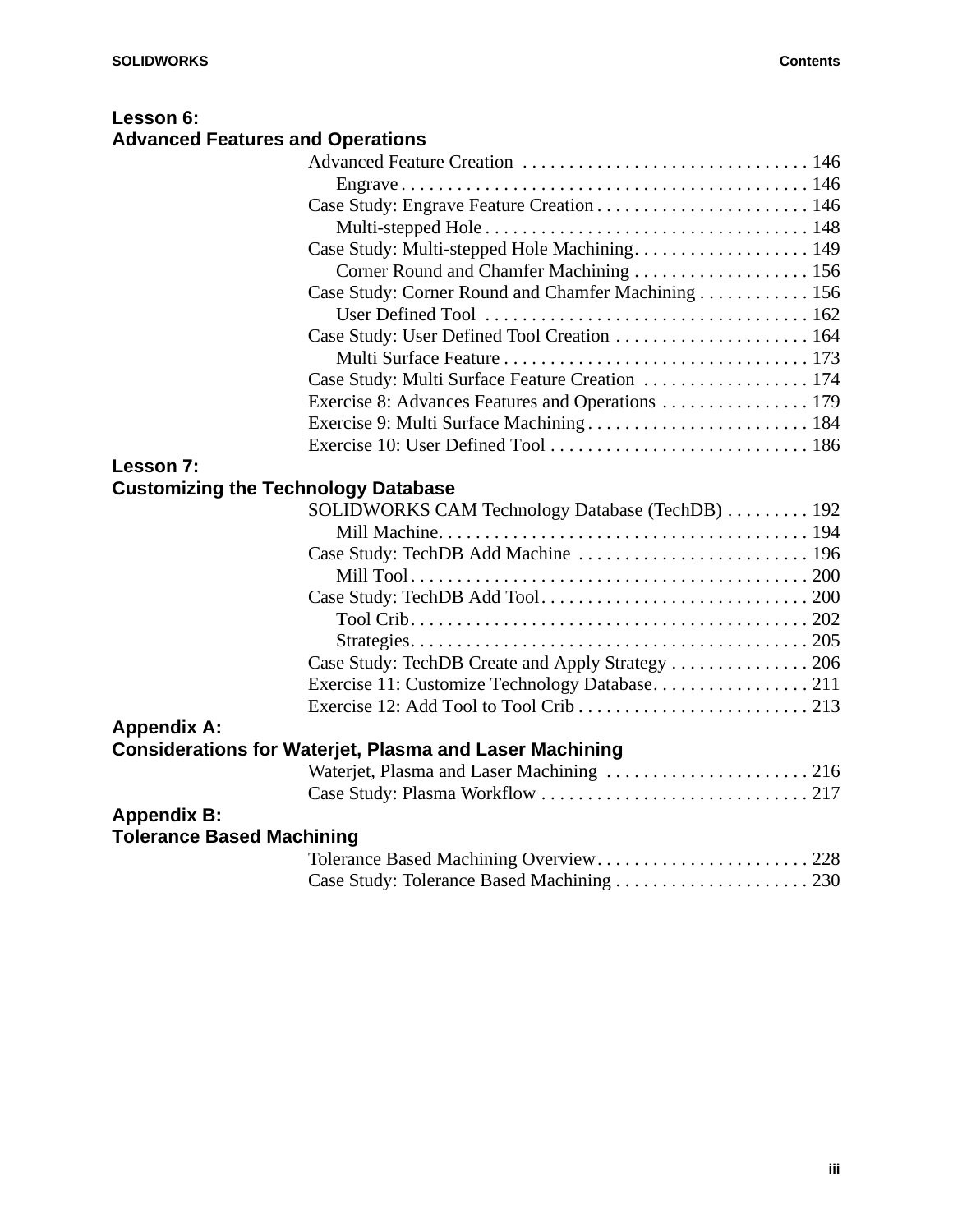## Lesson 6: Advanced Features and Operations

Advanced Feature Creation . . . . . . . . . . . . . . . . . . . . . . . . . . . . . . . 146

- Engrave . . . . . . . . . . . . . . . . . . . . . . . . . . . . . . . . . . . . . . . . . . . 146

Case Study: Engrave Feature Creation . . . . . . . . . . . . . . . . . . . . . . . 146

- Multi-stepped Hole . . . . . . . . . . . . . . . . . . . . . . . . . . . . . . . . . . . 148

Case Study: Multi-stepped Hole Machining. . . . . . . . . . . . . . . . . . . . 149

- Corner Round and Chamfer Machining . . . . . . . . . . . . . . . . . . . 156

Case Study: Corner Round and Chamfer Machining . . . . . . . . . . . . 156

- User Defined Tool . . . . . . . . . . . . . . . . . . . . . . . . . . . . . . . . . . . 162

Case Study: User Defined Tool Creation . . . . . . . . . . . . . . . . . . . . . 164

- Multi Surface Feature . . . . . . . . . . . . . . . . . . . . . . . . . . . . . . . . . 173

Case Study: Multi Surface Feature Creation . . . . . . . . . . . . . . . . . . 174

Exercise 8: Advances Features and Operations . . . . . . . . . . . . . . . . 179

Exercise 9: Multi Surface Machining . . . . . . . . . . . . . . . . . . . . . . . . 184

Exercise 10: User Defined Tool . . . . . . . . . . . . . . . . . . . . . . . . . . . . 186

## Lesson 7: Customizing the Technology Database

SOLIDWORKS CAM Technology Database (TechDB) . . . . . . . . . 192

- Mill Machine. . . . . . . . . . . . . . . . . . . . . . . . . . . . . . . . . . . . . . . . 194

Case Study: TechDB Add Machine . . . . . . . . . . . . . . . . . . . . . . . . . 196

- Mill Tool . . . . . . . . . . . . . . . . . . . . . . . . . . . . . . . . . . . . . . . . . . . 200

Case Study: TechDB Add Tool. . . . . . . . . . . . . . . . . . . . . . . . . . . . . 200

- Tool Crib. . . . . . . . . . . . . . . . . . . . . . . . . . . . . . . . . . . . . . . . . . . 202
- Strategies. . . . . . . . . . . . . . . . . . . . . . . . . . . . . . . . . . . . . . . . . . . 205

Case Study: TechDB Create and Apply Strategy . . . . . . . . . . . . . . . 206

Exercise 11: Customize Technology Database. . . . . . . . . . . . . . . . . 211

Exercise 12: Add Tool to Tool Crib . . . . . . . . . . . . . . . . . . . . . . . . . 213

## Appendix A: Considerations for Waterjet, Plasma and Laser Machining

Waterjet, Plasma and Laser Machining . . . . . . . . . . . . . . . . . . . . . . 216

Case Study: Plasma Workflow . . . . . . . . . . . . . . . . . . . . . . . . . . . . . 217

## Appendix B: Tolerance Based Machining

Tolerance Based Machining Overview. . . . . . . . . . . . . . . . . . . . . . . 228

Case Study: Tolerance Based Machining . . . . . . . . . . . . . . . . . . . . . 230